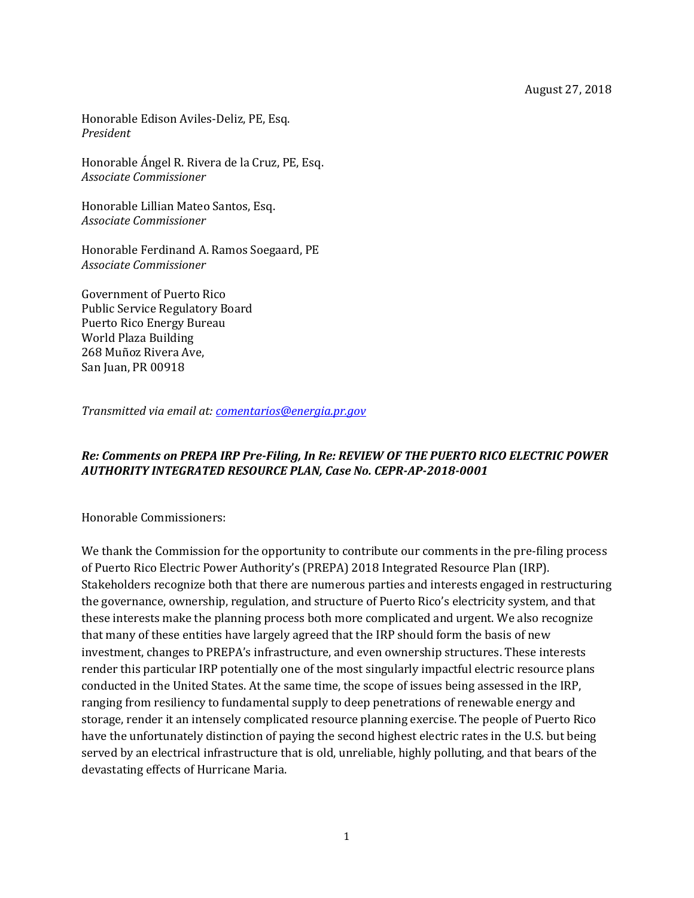August 27, 2018

Honorable Edison Aviles-Deliz, PE, Esq.
*President*

Honorable Ángel R. Rivera de la Cruz, PE, Esq.
*Associate Commissioner*

Honorable Lillian Mateo Santos, Esq.
*Associate Commissioner*

Honorable Ferdinand A. Ramos Soegaard, PE
*Associate Commissioner*

Government of Puerto Rico
Public Service Regulatory Board
Puerto Rico Energy Bureau
World Plaza Building
268 Muñoz Rivera Ave,
San Juan, PR 00918

*Transmitted via email at: comentarios@energia.pr.gov*

***Re: Comments on PREPA IRP Pre-Filing, In Re: REVIEW OF THE PUERTO RICO ELECTRIC POWER AUTHORITY INTEGRATED RESOURCE PLAN, Case No. CEPR-AP-2018-0001***

Honorable Commissioners:

We thank the Commission for the opportunity to contribute our comments in the pre-filing process of Puerto Rico Electric Power Authority's (PREPA) 2018 Integrated Resource Plan (IRP). Stakeholders recognize both that there are numerous parties and interests engaged in restructuring the governance, ownership, regulation, and structure of Puerto Rico's electricity system, and that these interests make the planning process both more complicated and urgent. We also recognize that many of these entities have largely agreed that the IRP should form the basis of new investment, changes to PREPA's infrastructure, and even ownership structures. These interests render this particular IRP potentially one of the most singularly impactful electric resource plans conducted in the United States. At the same time, the scope of issues being assessed in the IRP, ranging from resiliency to fundamental supply to deep penetrations of renewable energy and storage, render it an intensely complicated resource planning exercise. The people of Puerto Rico have the unfortunately distinction of paying the second highest electric rates in the U.S. but being served by an electrical infrastructure that is old, unreliable, highly polluting, and that bears of the devastating effects of Hurricane Maria.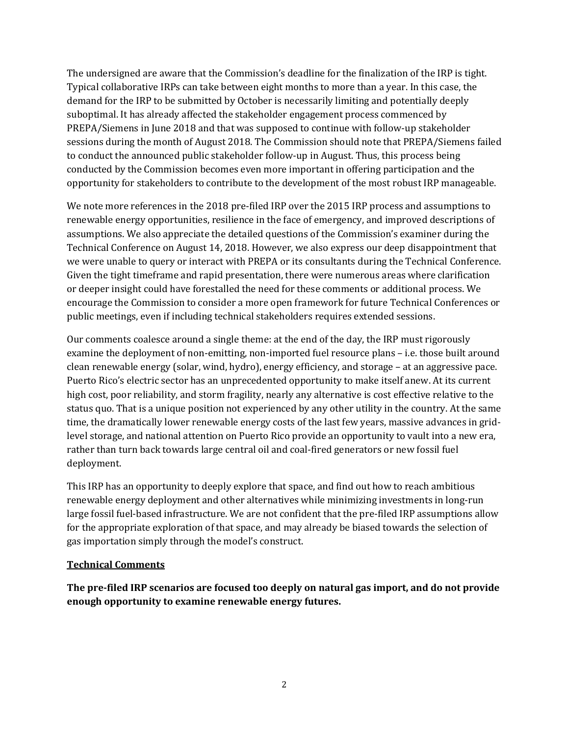The undersigned are aware that the Commission's deadline for the finalization of the IRP is tight. Typical collaborative IRPs can take between eight months to more than a year. In this case, the demand for the IRP to be submitted by October is necessarily limiting and potentially deeply suboptimal. It has already affected the stakeholder engagement process commenced by PREPA/Siemens in June 2018 and that was supposed to continue with follow-up stakeholder sessions during the month of August 2018. The Commission should note that PREPA/Siemens failed to conduct the announced public stakeholder follow-up in August. Thus, this process being conducted by the Commission becomes even more important in offering participation and the opportunity for stakeholders to contribute to the development of the most robust IRP manageable.

We note more references in the 2018 pre-filed IRP over the 2015 IRP process and assumptions to renewable energy opportunities, resilience in the face of emergency, and improved descriptions of assumptions. We also appreciate the detailed questions of the Commission's examiner during the Technical Conference on August 14, 2018. However, we also express our deep disappointment that we were unable to query or interact with PREPA or its consultants during the Technical Conference. Given the tight timeframe and rapid presentation, there were numerous areas where clarification or deeper insight could have forestalled the need for these comments or additional process. We encourage the Commission to consider a more open framework for future Technical Conferences or public meetings, even if including technical stakeholders requires extended sessions.

Our comments coalesce around a single theme: at the end of the day, the IRP must rigorously examine the deployment of non-emitting, non-imported fuel resource plans – i.e. those built around clean renewable energy (solar, wind, hydro), energy efficiency, and storage – at an aggressive pace. Puerto Rico's electric sector has an unprecedented opportunity to make itself anew. At its current high cost, poor reliability, and storm fragility, nearly any alternative is cost effective relative to the status quo. That is a unique position not experienced by any other utility in the country. At the same time, the dramatically lower renewable energy costs of the last few years, massive advances in grid-level storage, and national attention on Puerto Rico provide an opportunity to vault into a new era, rather than turn back towards large central oil and coal-fired generators or new fossil fuel deployment.

This IRP has an opportunity to deeply explore that space, and find out how to reach ambitious renewable energy deployment and other alternatives while minimizing investments in long-run large fossil fuel-based infrastructure. We are not confident that the pre-filed IRP assumptions allow for the appropriate exploration of that space, and may already be biased towards the selection of gas importation simply through the model's construct.

**Technical Comments**

**The pre-filed IRP scenarios are focused too deeply on natural gas import, and do not provide enough opportunity to examine renewable energy futures.**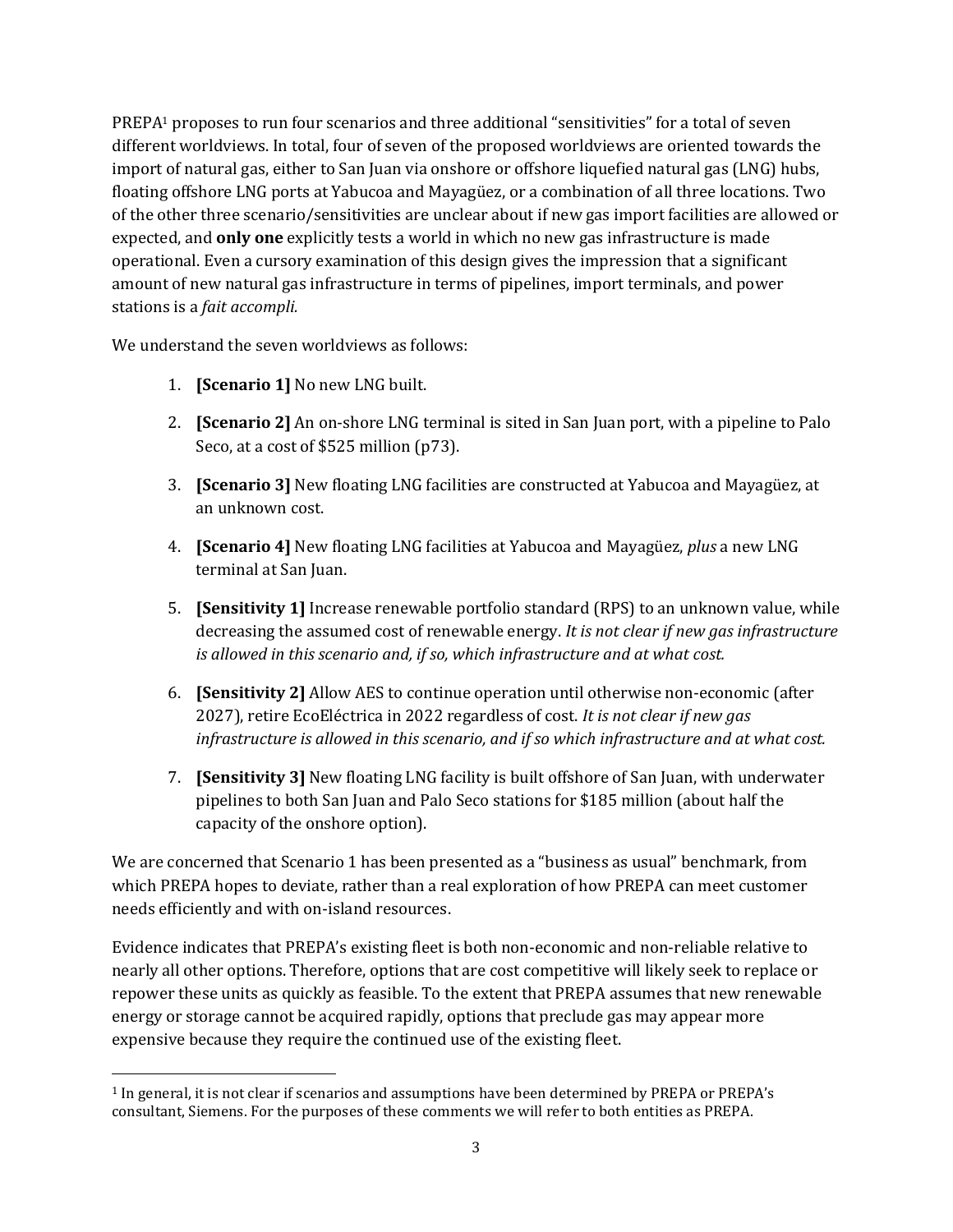PREPA[1] proposes to run four scenarios and three additional "sensitivities" for a total of seven different worldviews. In total, four of seven of the proposed worldviews are oriented towards the import of natural gas, either to San Juan via onshore or offshore liquefied natural gas (LNG) hubs, floating offshore LNG ports at Yabucoa and Mayagüez, or a combination of all three locations. Two of the other three scenario/sensitivities are unclear about if new gas import facilities are allowed or expected, and **only one** explicitly tests a world in which no new gas infrastructure is made operational. Even a cursory examination of this design gives the impression that a significant amount of new natural gas infrastructure in terms of pipelines, import terminals, and power stations is a *fait accompli.*

We understand the seven worldviews as follows:

1. **[Scenario 1]** No new LNG built.
2. **[Scenario 2]** An on-shore LNG terminal is sited in San Juan port, with a pipeline to Palo Seco, at a cost of $525 million (p73).
3. **[Scenario 3]** New floating LNG facilities are constructed at Yabucoa and Mayagüez, at an unknown cost.
4. **[Scenario 4]** New floating LNG facilities at Yabucoa and Mayagüez, *plus* a new LNG terminal at San Juan.
5. **[Sensitivity 1]** Increase renewable portfolio standard (RPS) to an unknown value, while decreasing the assumed cost of renewable energy. *It is not clear if new gas infrastructure is allowed in this scenario and, if so, which infrastructure and at what cost.*
6. **[Sensitivity 2]** Allow AES to continue operation until otherwise non-economic (after 2027), retire EcoEléctrica in 2022 regardless of cost. *It is not clear if new gas infrastructure is allowed in this scenario, and if so which infrastructure and at what cost.*
7. **[Sensitivity 3]** New floating LNG facility is built offshore of San Juan, with underwater pipelines to both San Juan and Palo Seco stations for $185 million (about half the capacity of the onshore option).

We are concerned that Scenario 1 has been presented as a "business as usual" benchmark, from which PREPA hopes to deviate, rather than a real exploration of how PREPA can meet customer needs efficiently and with on-island resources.

Evidence indicates that PREPA's existing fleet is both non-economic and non-reliable relative to nearly all other options. Therefore, options that are cost competitive will likely seek to replace or repower these units as quickly as feasible. To the extent that PREPA assumes that new renewable energy or storage cannot be acquired rapidly, options that preclude gas may appear more expensive because they require the continued use of the existing fleet.

[1] In general, it is not clear if scenarios and assumptions have been determined by PREPA or PREPA's consultant, Siemens. For the purposes of these comments we will refer to both entities as PREPA.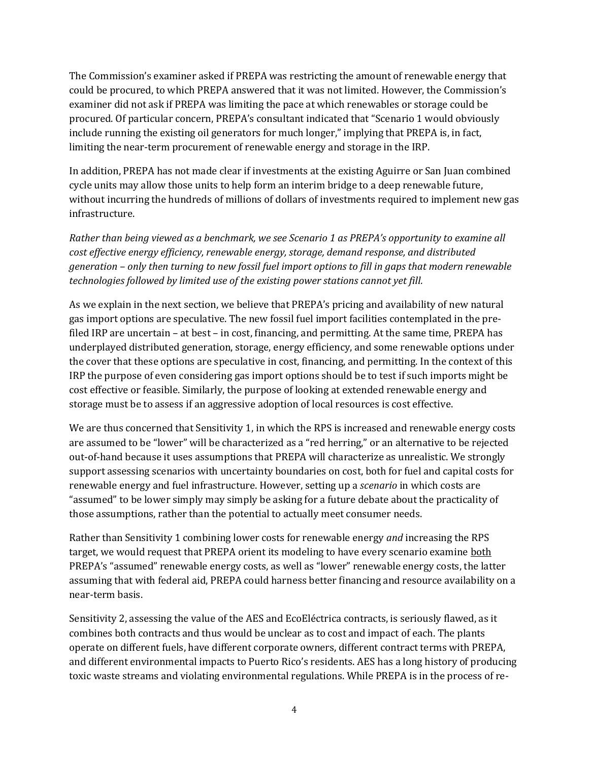The Commission's examiner asked if PREPA was restricting the amount of renewable energy that could be procured, to which PREPA answered that it was not limited. However, the Commission's examiner did not ask if PREPA was limiting the pace at which renewables or storage could be procured. Of particular concern, PREPA's consultant indicated that "Scenario 1 would obviously include running the existing oil generators for much longer," implying that PREPA is, in fact, limiting the near-term procurement of renewable energy and storage in the IRP.

In addition, PREPA has not made clear if investments at the existing Aguirre or San Juan combined cycle units may allow those units to help form an interim bridge to a deep renewable future, without incurring the hundreds of millions of dollars of investments required to implement new gas infrastructure.

*Rather than being viewed as a benchmark, we see Scenario 1 as PREPA's opportunity to examine all cost effective energy efficiency, renewable energy, storage, demand response, and distributed generation – only then turning to new fossil fuel import options to fill in gaps that modern renewable technologies followed by limited use of the existing power stations cannot yet fill.*

As we explain in the next section, we believe that PREPA's pricing and availability of new natural gas import options are speculative. The new fossil fuel import facilities contemplated in the pre-filed IRP are uncertain – at best – in cost, financing, and permitting. At the same time, PREPA has underplayed distributed generation, storage, energy efficiency, and some renewable options under the cover that these options are speculative in cost, financing, and permitting. In the context of this IRP the purpose of even considering gas import options should be to test if such imports might be cost effective or feasible. Similarly, the purpose of looking at extended renewable energy and storage must be to assess if an aggressive adoption of local resources is cost effective.

We are thus concerned that Sensitivity 1, in which the RPS is increased and renewable energy costs are assumed to be "lower" will be characterized as a "red herring," or an alternative to be rejected out-of-hand because it uses assumptions that PREPA will characterize as unrealistic. We strongly support assessing scenarios with uncertainty boundaries on cost, both for fuel and capital costs for renewable energy and fuel infrastructure. However, setting up a *scenario* in which costs are "assumed" to be lower simply may simply be asking for a future debate about the practicality of those assumptions, rather than the potential to actually meet consumer needs.

Rather than Sensitivity 1 combining lower costs for renewable energy *and* increasing the RPS target, we would request that PREPA orient its modeling to have every scenario examine <u>both</u> PREPA's "assumed" renewable energy costs, as well as "lower" renewable energy costs, the latter assuming that with federal aid, PREPA could harness better financing and resource availability on a near-term basis.

Sensitivity 2, assessing the value of the AES and EcoEléctrica contracts, is seriously flawed, as it combines both contracts and thus would be unclear as to cost and impact of each. The plants operate on different fuels, have different corporate owners, different contract terms with PREPA, and different environmental impacts to Puerto Rico's residents. AES has a long history of producing toxic waste streams and violating environmental regulations. While PREPA is in the process of re-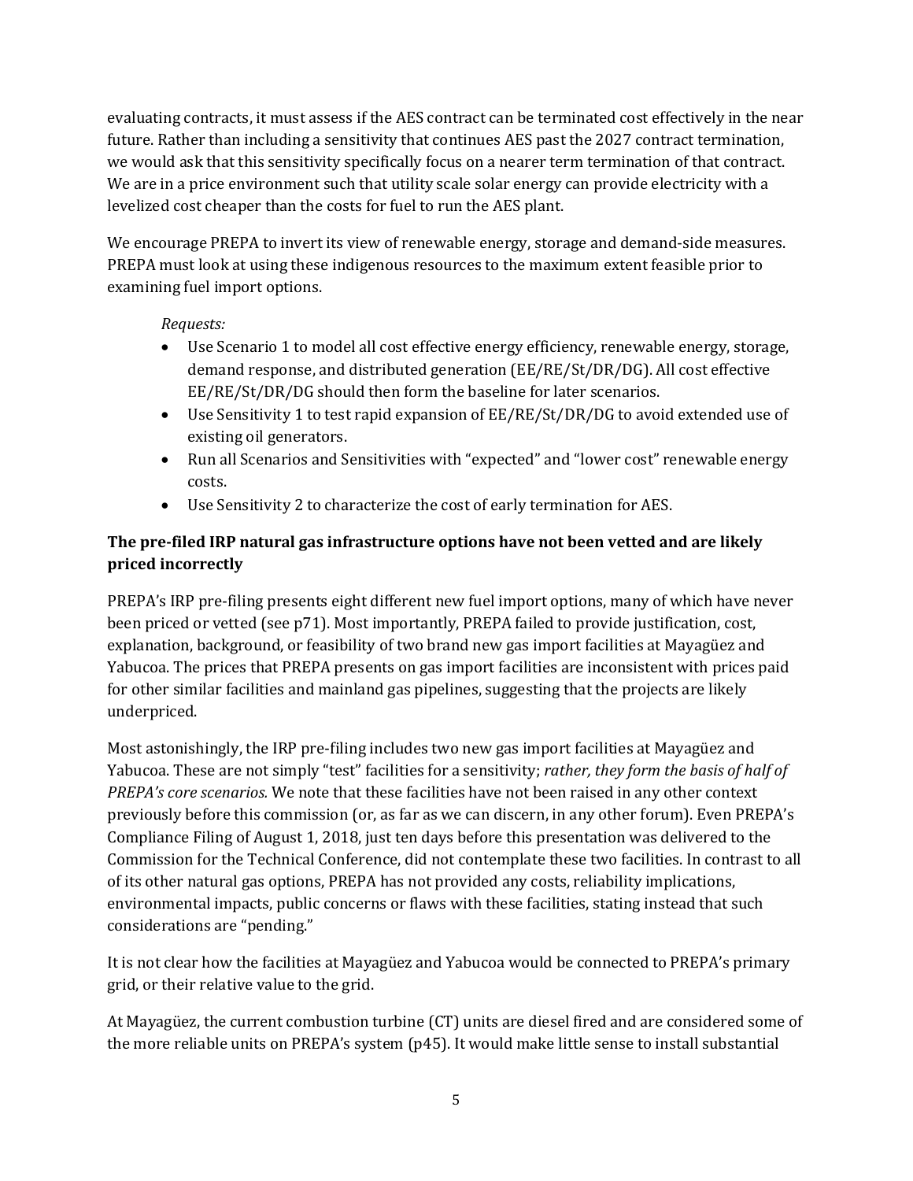evaluating contracts, it must assess if the AES contract can be terminated cost effectively in the near future. Rather than including a sensitivity that continues AES past the 2027 contract termination, we would ask that this sensitivity specifically focus on a nearer term termination of that contract. We are in a price environment such that utility scale solar energy can provide electricity with a levelized cost cheaper than the costs for fuel to run the AES plant.

We encourage PREPA to invert its view of renewable energy, storage and demand-side measures. PREPA must look at using these indigenous resources to the maximum extent feasible prior to examining fuel import options.

*Requests:*

- Use Scenario 1 to model all cost effective energy efficiency, renewable energy, storage, demand response, and distributed generation (EE/RE/St/DR/DG). All cost effective EE/RE/St/DR/DG should then form the baseline for later scenarios.
- Use Sensitivity 1 to test rapid expansion of EE/RE/St/DR/DG to avoid extended use of existing oil generators.
- Run all Scenarios and Sensitivities with "expected" and "lower cost" renewable energy costs.
- Use Sensitivity 2 to characterize the cost of early termination for AES.

**The pre-filed IRP natural gas infrastructure options have not been vetted and are likely priced incorrectly**

PREPA's IRP pre-filing presents eight different new fuel import options, many of which have never been priced or vetted (see p71). Most importantly, PREPA failed to provide justification, cost, explanation, background, or feasibility of two brand new gas import facilities at Mayagüez and Yabucoa. The prices that PREPA presents on gas import facilities are inconsistent with prices paid for other similar facilities and mainland gas pipelines, suggesting that the projects are likely underpriced.

Most astonishingly, the IRP pre-filing includes two new gas import facilities at Mayagüez and Yabucoa. These are not simply "test" facilities for a sensitivity; *rather, they form the basis of half of PREPA's core scenarios.* We note that these facilities have not been raised in any other context previously before this commission (or, as far as we can discern, in any other forum). Even PREPA's Compliance Filing of August 1, 2018, just ten days before this presentation was delivered to the Commission for the Technical Conference, did not contemplate these two facilities. In contrast to all of its other natural gas options, PREPA has not provided any costs, reliability implications, environmental impacts, public concerns or flaws with these facilities, stating instead that such considerations are "pending."

It is not clear how the facilities at Mayagüez and Yabucoa would be connected to PREPA's primary grid, or their relative value to the grid.

At Mayagüez, the current combustion turbine (CT) units are diesel fired and are considered some of the more reliable units on PREPA's system (p45). It would make little sense to install substantial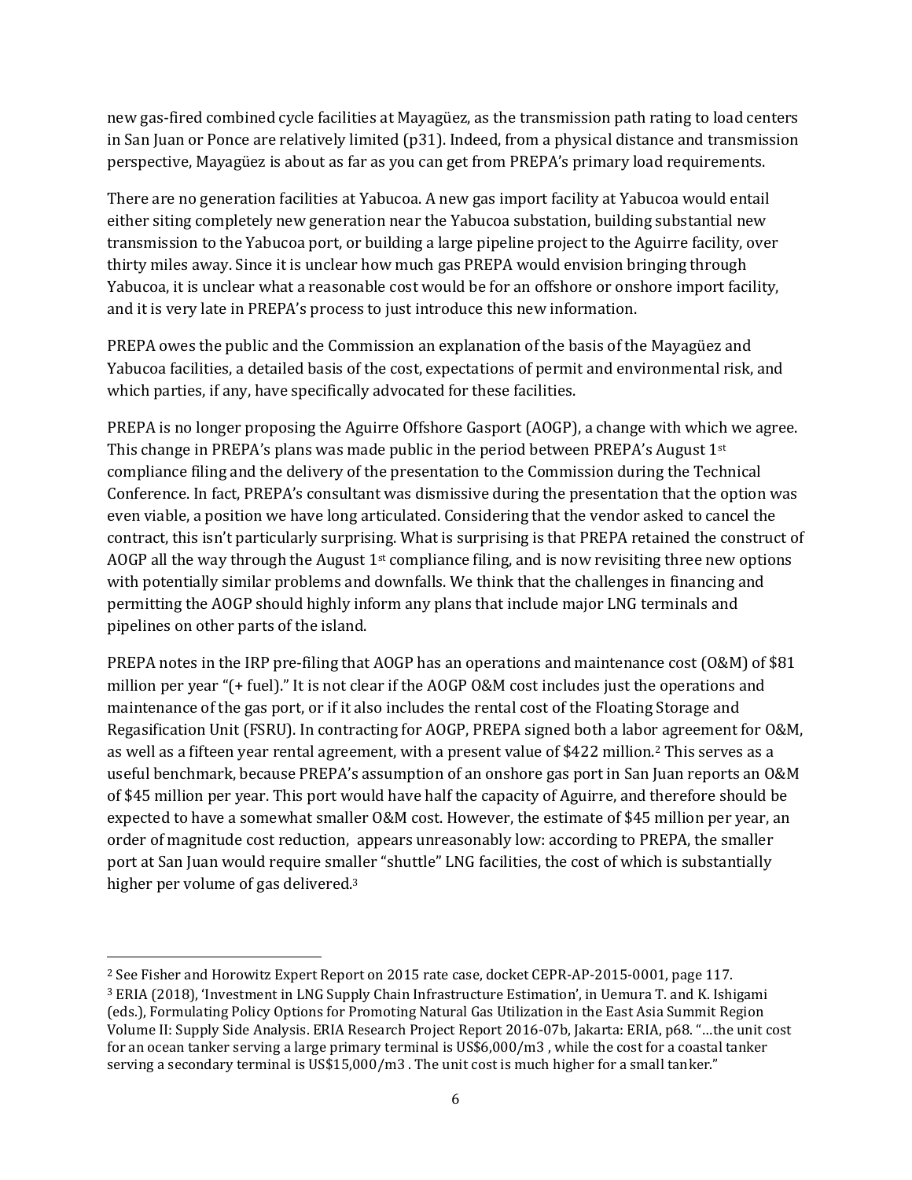new gas-fired combined cycle facilities at Mayagüez, as the transmission path rating to load centers in San Juan or Ponce are relatively limited (p31). Indeed, from a physical distance and transmission perspective, Mayagüez is about as far as you can get from PREPA's primary load requirements.

There are no generation facilities at Yabucoa. A new gas import facility at Yabucoa would entail either siting completely new generation near the Yabucoa substation, building substantial new transmission to the Yabucoa port, or building a large pipeline project to the Aguirre facility, over thirty miles away. Since it is unclear how much gas PREPA would envision bringing through Yabucoa, it is unclear what a reasonable cost would be for an offshore or onshore import facility, and it is very late in PREPA's process to just introduce this new information.

PREPA owes the public and the Commission an explanation of the basis of the Mayagüez and Yabucoa facilities, a detailed basis of the cost, expectations of permit and environmental risk, and which parties, if any, have specifically advocated for these facilities.

PREPA is no longer proposing the Aguirre Offshore Gasport (AOGP), a change with which we agree. This change in PREPA's plans was made public in the period between PREPA's August 1st compliance filing and the delivery of the presentation to the Commission during the Technical Conference. In fact, PREPA's consultant was dismissive during the presentation that the option was even viable, a position we have long articulated. Considering that the vendor asked to cancel the contract, this isn't particularly surprising. What is surprising is that PREPA retained the construct of AOGP all the way through the August 1st compliance filing, and is now revisiting three new options with potentially similar problems and downfalls. We think that the challenges in financing and permitting the AOGP should highly inform any plans that include major LNG terminals and pipelines on other parts of the island.

PREPA notes in the IRP pre-filing that AOGP has an operations and maintenance cost (O&M) of $81 million per year "(+ fuel)." It is not clear if the AOGP O&M cost includes just the operations and maintenance of the gas port, or if it also includes the rental cost of the Floating Storage and Regasification Unit (FSRU). In contracting for AOGP, PREPA signed both a labor agreement for O&M, as well as a fifteen year rental agreement, with a present value of $422 million.[2] This serves as a useful benchmark, because PREPA's assumption of an onshore gas port in San Juan reports an O&M of $45 million per year. This port would have half the capacity of Aguirre, and therefore should be expected to have a somewhat smaller O&M cost. However, the estimate of $45 million per year, an order of magnitude cost reduction, appears unreasonably low: according to PREPA, the smaller port at San Juan would require smaller "shuttle" LNG facilities, the cost of which is substantially higher per volume of gas delivered.[3]

---

[2] See Fisher and Horowitz Expert Report on 2015 rate case, docket CEPR-AP-2015-0001, page 117.

[3] ERIA (2018), 'Investment in LNG Supply Chain Infrastructure Estimation', in Uemura T. and K. Ishigami (eds.), Formulating Policy Options for Promoting Natural Gas Utilization in the East Asia Summit Region Volume II: Supply Side Analysis. ERIA Research Project Report 2016-07b, Jakarta: ERIA, p68. "…the unit cost for an ocean tanker serving a large primary terminal is US$6,000/m3 , while the cost for a coastal tanker serving a secondary terminal is US$15,000/m3 . The unit cost is much higher for a small tanker."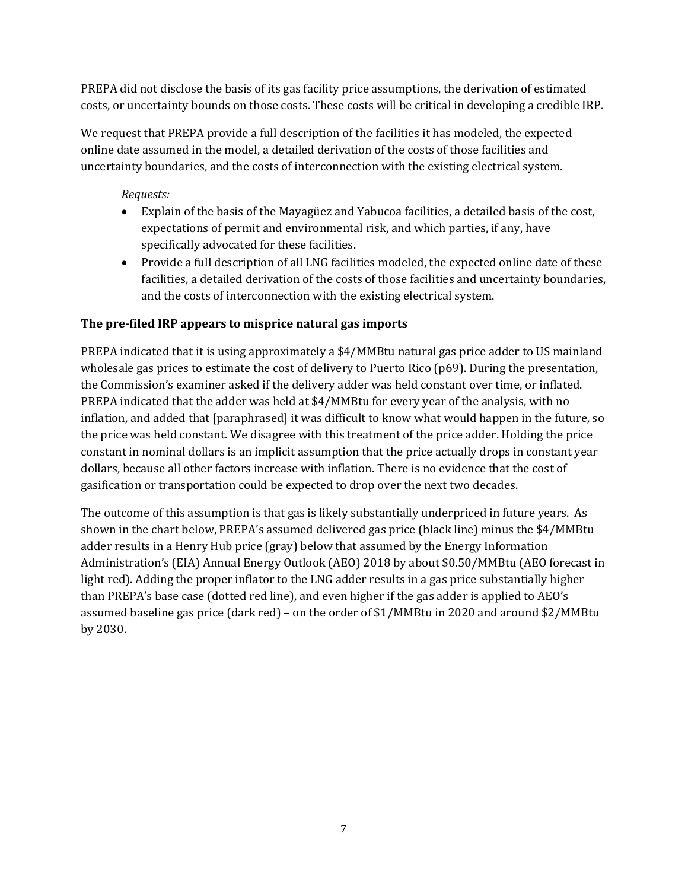PREPA did not disclose the basis of its gas facility price assumptions, the derivation of estimated costs, or uncertainty bounds on those costs. These costs will be critical in developing a credible IRP.

We request that PREPA provide a full description of the facilities it has modeled, the expected online date assumed in the model, a detailed derivation of the costs of those facilities and uncertainty boundaries, and the costs of interconnection with the existing electrical system.

*Requests:*

- Explain of the basis of the Mayagüez and Yabucoa facilities, a detailed basis of the cost, expectations of permit and environmental risk, and which parties, if any, have specifically advocated for these facilities.
- Provide a full description of all LNG facilities modeled, the expected online date of these facilities, a detailed derivation of the costs of those facilities and uncertainty boundaries, and the costs of interconnection with the existing electrical system.

**The pre-filed IRP appears to misprice natural gas imports**

PREPA indicated that it is using approximately a $4/MMBtu natural gas price adder to US mainland wholesale gas prices to estimate the cost of delivery to Puerto Rico (p69). During the presentation, the Commission's examiner asked if the delivery adder was held constant over time, or inflated. PREPA indicated that the adder was held at $4/MMBtu for every year of the analysis, with no inflation, and added that [paraphrased] it was difficult to know what would happen in the future, so the price was held constant. We disagree with this treatment of the price adder. Holding the price constant in nominal dollars is an implicit assumption that the price actually drops in constant year dollars, because all other factors increase with inflation. There is no evidence that the cost of gasification or transportation could be expected to drop over the next two decades.

The outcome of this assumption is that gas is likely substantially underpriced in future years. As shown in the chart below, PREPA's assumed delivered gas price (black line) minus the $4/MMBtu adder results in a Henry Hub price (gray) below that assumed by the Energy Information Administration's (EIA) Annual Energy Outlook (AEO) 2018 by about $0.50/MMBtu (AEO forecast in light red). Adding the proper inflator to the LNG adder results in a gas price substantially higher than PREPA's base case (dotted red line), and even higher if the gas adder is applied to AEO's assumed baseline gas price (dark red) – on the order of $1/MMBtu in 2020 and around $2/MMBtu by 2030.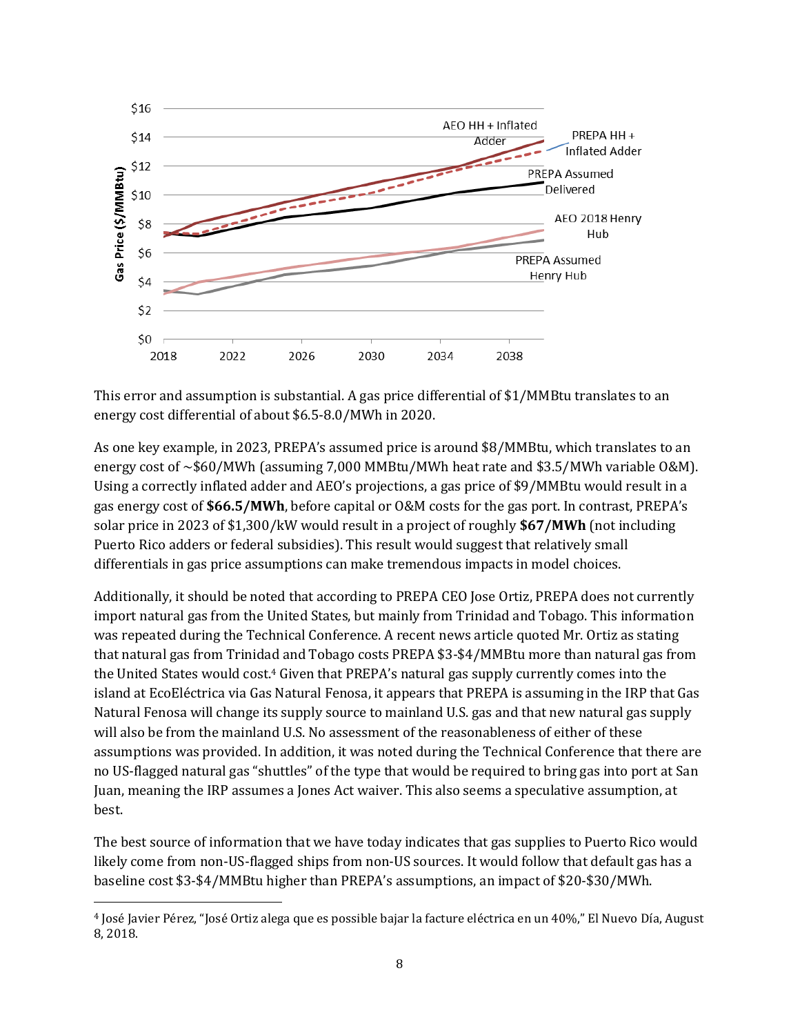This error and assumption is substantial. A gas price differential of $1/MMBtu translates to an energy cost differential of about $6.5-8.0/MWh in 2020.

As one key example, in 2023, PREPA's assumed price is around $8/MMBtu, which translates to an energy cost of ~$60/MWh (assuming 7,000 MMBtu/MWh heat rate and $3.5/MWh variable O&M). Using a correctly inflated adder and AEO's projections, a gas price of $9/MMBtu would result in a gas energy cost of **$66.5/MWh**, before capital or O&M costs for the gas port. In contrast, PREPA's solar price in 2023 of $1,300/kW would result in a project of roughly **$67/MWh** (not including Puerto Rico adders or federal subsidies). This result would suggest that relatively small differentials in gas price assumptions can make tremendous impacts in model choices.

Additionally, it should be noted that according to PREPA CEO Jose Ortiz, PREPA does not currently import natural gas from the United States, but mainly from Trinidad and Tobago. This information was repeated during the Technical Conference. A recent news article quoted Mr. Ortiz as stating that natural gas from Trinidad and Tobago costs PREPA $3-$4/MMBtu more than natural gas from the United States would cost.[4] Given that PREPA's natural gas supply currently comes into the island at EcoEléctrica via Gas Natural Fenosa, it appears that PREPA is assuming in the IRP that Gas Natural Fenosa will change its supply source to mainland U.S. gas and that new natural gas supply will also be from the mainland U.S. No assessment of the reasonableness of either of these assumptions was provided. In addition, it was noted during the Technical Conference that there are no US-flagged natural gas "shuttles" of the type that would be required to bring gas into port at San Juan, meaning the IRP assumes a Jones Act waiver. This also seems a speculative assumption, at best.

The best source of information that we have today indicates that gas supplies to Puerto Rico would likely come from non-US-flagged ships from non-US sources. It would follow that default gas has a baseline cost $3-$4/MMBtu higher than PREPA's assumptions, an impact of $20-$30/MWh.

[4] José Javier Pérez, "José Ortiz alega que es possible bajar la facture eléctrica en un 40%," El Nuevo Día, August 8, 2018.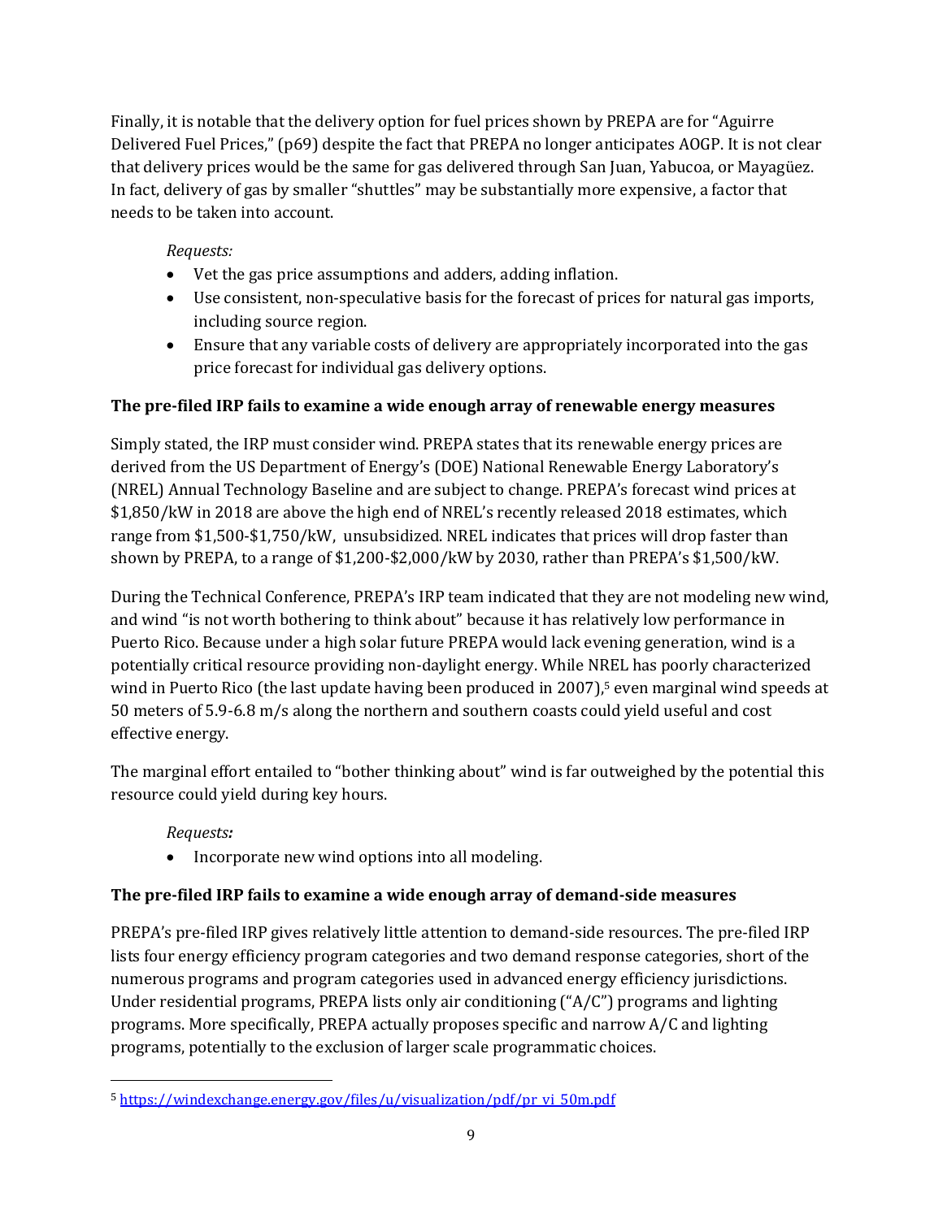Finally, it is notable that the delivery option for fuel prices shown by PREPA are for "Aguirre Delivered Fuel Prices," (p69) despite the fact that PREPA no longer anticipates AOGP. It is not clear that delivery prices would be the same for gas delivered through San Juan, Yabucoa, or Mayagüez. In fact, delivery of gas by smaller "shuttles" may be substantially more expensive, a factor that needs to be taken into account.

*Requests:*

- Vet the gas price assumptions and adders, adding inflation.
- Use consistent, non-speculative basis for the forecast of prices for natural gas imports, including source region.
- Ensure that any variable costs of delivery are appropriately incorporated into the gas price forecast for individual gas delivery options.

**The pre-filed IRP fails to examine a wide enough array of renewable energy measures**

Simply stated, the IRP must consider wind. PREPA states that its renewable energy prices are derived from the US Department of Energy's (DOE) National Renewable Energy Laboratory's (NREL) Annual Technology Baseline and are subject to change. PREPA's forecast wind prices at $1,850/kW in 2018 are above the high end of NREL's recently released 2018 estimates, which range from $1,500-$1,750/kW, unsubsidized. NREL indicates that prices will drop faster than shown by PREPA, to a range of $1,200-$2,000/kW by 2030, rather than PREPA's $1,500/kW.

During the Technical Conference, PREPA's IRP team indicated that they are not modeling new wind, and wind "is not worth bothering to think about" because it has relatively low performance in Puerto Rico. Because under a high solar future PREPA would lack evening generation, wind is a potentially critical resource providing non-daylight energy. While NREL has poorly characterized wind in Puerto Rico (the last update having been produced in 2007),[5] even marginal wind speeds at 50 meters of 5.9-6.8 m/s along the northern and southern coasts could yield useful and cost effective energy.

The marginal effort entailed to "bother thinking about" wind is far outweighed by the potential this resource could yield during key hours.

*Requests:*

- Incorporate new wind options into all modeling.

**The pre-filed IRP fails to examine a wide enough array of demand-side measures**

PREPA's pre-filed IRP gives relatively little attention to demand-side resources. The pre-filed IRP lists four energy efficiency program categories and two demand response categories, short of the numerous programs and program categories used in advanced energy efficiency jurisdictions. Under residential programs, PREPA lists only air conditioning ("A/C") programs and lighting programs. More specifically, PREPA actually proposes specific and narrow A/C and lighting programs, potentially to the exclusion of larger scale programmatic choices.

---

[5] https://windexchange.energy.gov/files/u/visualization/pdf/pr_vi_50m.pdf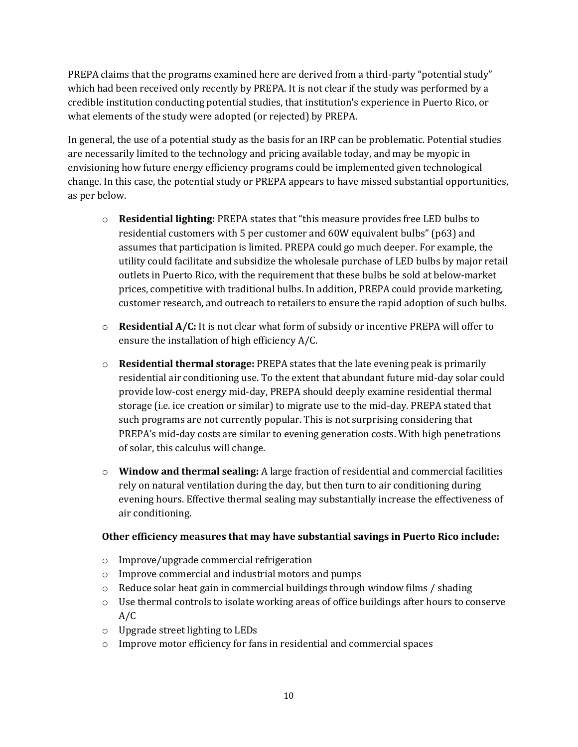PREPA claims that the programs examined here are derived from a third-party "potential study" which had been received only recently by PREPA. It is not clear if the study was performed by a credible institution conducting potential studies, that institution's experience in Puerto Rico, or what elements of the study were adopted (or rejected) by PREPA.

In general, the use of a potential study as the basis for an IRP can be problematic. Potential studies are necessarily limited to the technology and pricing available today, and may be myopic in envisioning how future energy efficiency programs could be implemented given technological change. In this case, the potential study or PREPA appears to have missed substantial opportunities, as per below.

- **Residential lighting:** PREPA states that "this measure provides free LED bulbs to residential customers with 5 per customer and 60W equivalent bulbs" (p63) and assumes that participation is limited. PREPA could go much deeper. For example, the utility could facilitate and subsidize the wholesale purchase of LED bulbs by major retail outlets in Puerto Rico, with the requirement that these bulbs be sold at below-market prices, competitive with traditional bulbs. In addition, PREPA could provide marketing, customer research, and outreach to retailers to ensure the rapid adoption of such bulbs.
- **Residential A/C:** It is not clear what form of subsidy or incentive PREPA will offer to ensure the installation of high efficiency A/C.
- **Residential thermal storage:** PREPA states that the late evening peak is primarily residential air conditioning use. To the extent that abundant future mid-day solar could provide low-cost energy mid-day, PREPA should deeply examine residential thermal storage (i.e. ice creation or similar) to migrate use to the mid-day. PREPA stated that such programs are not currently popular. This is not surprising considering that PREPA's mid-day costs are similar to evening generation costs. With high penetrations of solar, this calculus will change.
- **Window and thermal sealing:** A large fraction of residential and commercial facilities rely on natural ventilation during the day, but then turn to air conditioning during evening hours. Effective thermal sealing may substantially increase the effectiveness of air conditioning.

**Other efficiency measures that may have substantial savings in Puerto Rico include:**

- Improve/upgrade commercial refrigeration
- Improve commercial and industrial motors and pumps
- Reduce solar heat gain in commercial buildings through window films / shading
- Use thermal controls to isolate working areas of office buildings after hours to conserve A/C
- Upgrade street lighting to LEDs
- Improve motor efficiency for fans in residential and commercial spaces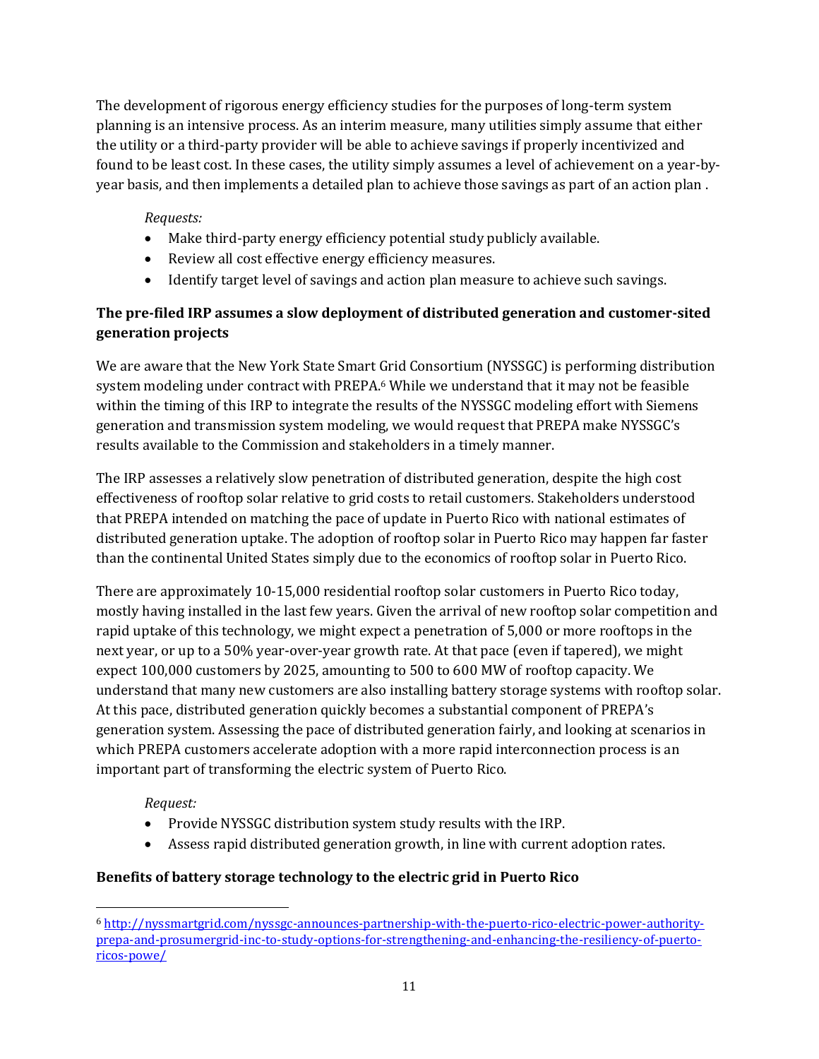The development of rigorous energy efficiency studies for the purposes of long-term system planning is an intensive process. As an interim measure, many utilities simply assume that either the utility or a third-party provider will be able to achieve savings if properly incentivized and found to be least cost. In these cases, the utility simply assumes a level of achievement on a year-by-year basis, and then implements a detailed plan to achieve those savings as part of an action plan .

*Requests:*

- Make third-party energy efficiency potential study publicly available.
- Review all cost effective energy efficiency measures.
- Identify target level of savings and action plan measure to achieve such savings.

**The pre-filed IRP assumes a slow deployment of distributed generation and customer-sited generation projects**

We are aware that the New York State Smart Grid Consortium (NYSSGC) is performing distribution system modeling under contract with PREPA.[6] While we understand that it may not be feasible within the timing of this IRP to integrate the results of the NYSSGC modeling effort with Siemens generation and transmission system modeling, we would request that PREPA make NYSSGC's results available to the Commission and stakeholders in a timely manner.

The IRP assesses a relatively slow penetration of distributed generation, despite the high cost effectiveness of rooftop solar relative to grid costs to retail customers. Stakeholders understood that PREPA intended on matching the pace of update in Puerto Rico with national estimates of distributed generation uptake. The adoption of rooftop solar in Puerto Rico may happen far faster than the continental United States simply due to the economics of rooftop solar in Puerto Rico.

There are approximately 10-15,000 residential rooftop solar customers in Puerto Rico today, mostly having installed in the last few years. Given the arrival of new rooftop solar competition and rapid uptake of this technology, we might expect a penetration of 5,000 or more rooftops in the next year, or up to a 50% year-over-year growth rate. At that pace (even if tapered), we might expect 100,000 customers by 2025, amounting to 500 to 600 MW of rooftop capacity. We understand that many new customers are also installing battery storage systems with rooftop solar. At this pace, distributed generation quickly becomes a substantial component of PREPA's generation system. Assessing the pace of distributed generation fairly, and looking at scenarios in which PREPA customers accelerate adoption with a more rapid interconnection process is an important part of transforming the electric system of Puerto Rico.

*Request:*

- Provide NYSSGC distribution system study results with the IRP.
- Assess rapid distributed generation growth, in line with current adoption rates.

**Benefits of battery storage technology to the electric grid in Puerto Rico**

---

[6] http://nyssmartgrid.com/nyssgc-announces-partnership-with-the-puerto-rico-electric-power-authority-prepa-and-prosumergrid-inc-to-study-options-for-strengthening-and-enhancing-the-resiliency-of-puerto-ricos-powe/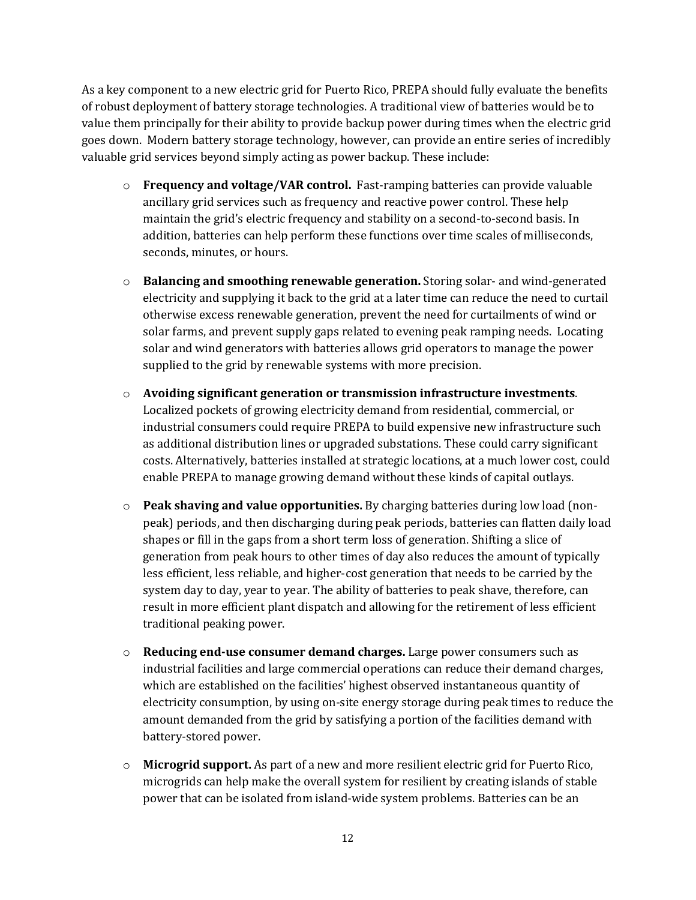As a key component to a new electric grid for Puerto Rico, PREPA should fully evaluate the benefits of robust deployment of battery storage technologies. A traditional view of batteries would be to value them principally for their ability to provide backup power during times when the electric grid goes down. Modern battery storage technology, however, can provide an entire series of incredibly valuable grid services beyond simply acting as power backup. These include:

- **Frequency and voltage/VAR control.** Fast-ramping batteries can provide valuable ancillary grid services such as frequency and reactive power control. These help maintain the grid's electric frequency and stability on a second-to-second basis. In addition, batteries can help perform these functions over time scales of milliseconds, seconds, minutes, or hours.

- **Balancing and smoothing renewable generation.** Storing solar- and wind-generated electricity and supplying it back to the grid at a later time can reduce the need to curtail otherwise excess renewable generation, prevent the need for curtailments of wind or solar farms, and prevent supply gaps related to evening peak ramping needs. Locating solar and wind generators with batteries allows grid operators to manage the power supplied to the grid by renewable systems with more precision.

- **Avoiding significant generation or transmission infrastructure investments**. Localized pockets of growing electricity demand from residential, commercial, or industrial consumers could require PREPA to build expensive new infrastructure such as additional distribution lines or upgraded substations. These could carry significant costs. Alternatively, batteries installed at strategic locations, at a much lower cost, could enable PREPA to manage growing demand without these kinds of capital outlays.

- **Peak shaving and value opportunities.** By charging batteries during low load (non-peak) periods, and then discharging during peak periods, batteries can flatten daily load shapes or fill in the gaps from a short term loss of generation. Shifting a slice of generation from peak hours to other times of day also reduces the amount of typically less efficient, less reliable, and higher-cost generation that needs to be carried by the system day to day, year to year. The ability of batteries to peak shave, therefore, can result in more efficient plant dispatch and allowing for the retirement of less efficient traditional peaking power.

- **Reducing end-use consumer demand charges.** Large power consumers such as industrial facilities and large commercial operations can reduce their demand charges, which are established on the facilities' highest observed instantaneous quantity of electricity consumption, by using on-site energy storage during peak times to reduce the amount demanded from the grid by satisfying a portion of the facilities demand with battery-stored power.

- **Microgrid support.** As part of a new and more resilient electric grid for Puerto Rico, microgrids can help make the overall system for resilient by creating islands of stable power that can be isolated from island-wide system problems. Batteries can be an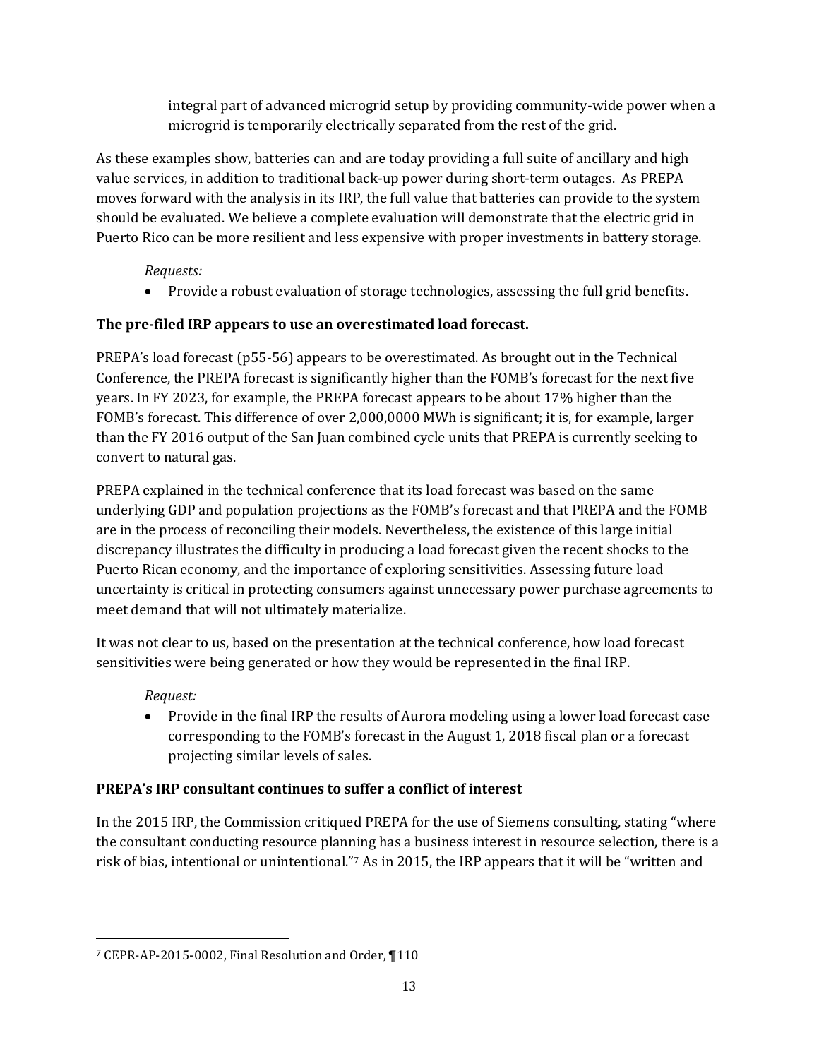integral part of advanced microgrid setup by providing community-wide power when a microgrid is temporarily electrically separated from the rest of the grid.

As these examples show, batteries can and are today providing a full suite of ancillary and high value services, in addition to traditional back-up power during short-term outages. As PREPA moves forward with the analysis in its IRP, the full value that batteries can provide to the system should be evaluated. We believe a complete evaluation will demonstrate that the electric grid in Puerto Rico can be more resilient and less expensive with proper investments in battery storage.

*Requests:*

- Provide a robust evaluation of storage technologies, assessing the full grid benefits.

**The pre-filed IRP appears to use an overestimated load forecast.**

PREPA's load forecast (p55-56) appears to be overestimated. As brought out in the Technical Conference, the PREPA forecast is significantly higher than the FOMB's forecast for the next five years. In FY 2023, for example, the PREPA forecast appears to be about 17% higher than the FOMB's forecast. This difference of over 2,000,0000 MWh is significant; it is, for example, larger than the FY 2016 output of the San Juan combined cycle units that PREPA is currently seeking to convert to natural gas.

PREPA explained in the technical conference that its load forecast was based on the same underlying GDP and population projections as the FOMB's forecast and that PREPA and the FOMB are in the process of reconciling their models. Nevertheless, the existence of this large initial discrepancy illustrates the difficulty in producing a load forecast given the recent shocks to the Puerto Rican economy, and the importance of exploring sensitivities. Assessing future load uncertainty is critical in protecting consumers against unnecessary power purchase agreements to meet demand that will not ultimately materialize.

It was not clear to us, based on the presentation at the technical conference, how load forecast sensitivities were being generated or how they would be represented in the final IRP.

*Request:*

- Provide in the final IRP the results of Aurora modeling using a lower load forecast case corresponding to the FOMB's forecast in the August 1, 2018 fiscal plan or a forecast projecting similar levels of sales.

**PREPA's IRP consultant continues to suffer a conflict of interest**

In the 2015 IRP, the Commission critiqued PREPA for the use of Siemens consulting, stating "where the consultant conducting resource planning has a business interest in resource selection, there is a risk of bias, intentional or unintentional."[7] As in 2015, the IRP appears that it will be "written and

[7] CEPR-AP-2015-0002, Final Resolution and Order, ¶110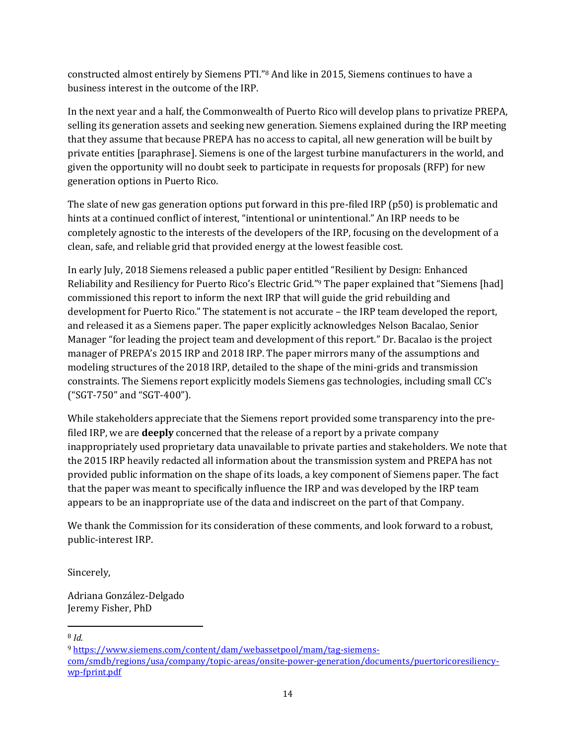constructed almost entirely by Siemens PTI."[8] And like in 2015, Siemens continues to have a business interest in the outcome of the IRP.

In the next year and a half, the Commonwealth of Puerto Rico will develop plans to privatize PREPA, selling its generation assets and seeking new generation. Siemens explained during the IRP meeting that they assume that because PREPA has no access to capital, all new generation will be built by private entities [paraphrase]. Siemens is one of the largest turbine manufacturers in the world, and given the opportunity will no doubt seek to participate in requests for proposals (RFP) for new generation options in Puerto Rico.

The slate of new gas generation options put forward in this pre-filed IRP (p50) is problematic and hints at a continued conflict of interest, "intentional or unintentional." An IRP needs to be completely agnostic to the interests of the developers of the IRP, focusing on the development of a clean, safe, and reliable grid that provided energy at the lowest feasible cost.

In early July, 2018 Siemens released a public paper entitled "Resilient by Design: Enhanced Reliability and Resiliency for Puerto Rico's Electric Grid."[9] The paper explained that "Siemens [had] commissioned this report to inform the next IRP that will guide the grid rebuilding and development for Puerto Rico." The statement is not accurate – the IRP team developed the report, and released it as a Siemens paper. The paper explicitly acknowledges Nelson Bacalao, Senior Manager "for leading the project team and development of this report." Dr. Bacalao is the project manager of PREPA's 2015 IRP and 2018 IRP. The paper mirrors many of the assumptions and modeling structures of the 2018 IRP, detailed to the shape of the mini-grids and transmission constraints. The Siemens report explicitly models Siemens gas technologies, including small CC's ("SGT-750" and "SGT-400").

While stakeholders appreciate that the Siemens report provided some transparency into the pre-filed IRP, we are **deeply** concerned that the release of a report by a private company inappropriately used proprietary data unavailable to private parties and stakeholders. We note that the 2015 IRP heavily redacted all information about the transmission system and PREPA has not provided public information on the shape of its loads, a key component of Siemens paper. The fact that the paper was meant to specifically influence the IRP and was developed by the IRP team appears to be an inappropriate use of the data and indiscreet on the part of that Company.

We thank the Commission for its consideration of these comments, and look forward to a robust, public-interest IRP.

Sincerely,

Adriana González-Delgado
Jeremy Fisher, PhD

---

[8] *Id.*

[9] https://www.siemens.com/content/dam/webassetpool/mam/tag-siemens-com/smdb/regions/usa/company/topic-areas/onsite-power-generation/documents/puertoricoresiliency-wp-fprint.pdf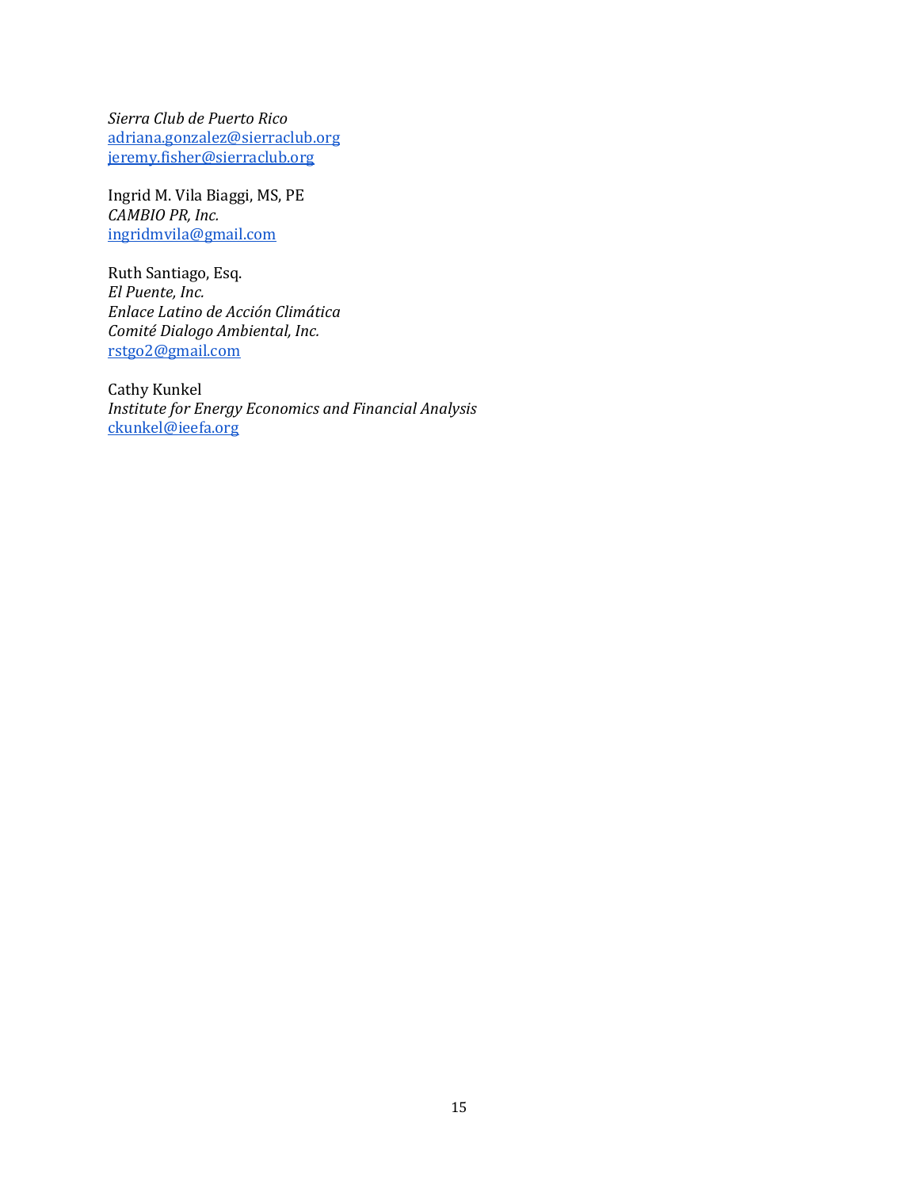*Sierra Club de Puerto Rico*
adriana.gonzalez@sierraclub.org
jeremy.fisher@sierraclub.org

Ingrid M. Vila Biaggi, MS, PE
*CAMBIO PR, Inc.*
ingridmvila@gmail.com

Ruth Santiago, Esq.
*El Puente, Inc.*
*Enlace Latino de Acción Climática*
*Comité Dialogo Ambiental, Inc.*
rstgo2@gmail.com

Cathy Kunkel
*Institute for Energy Economics and Financial Analysis*
ckunkel@ieefa.org